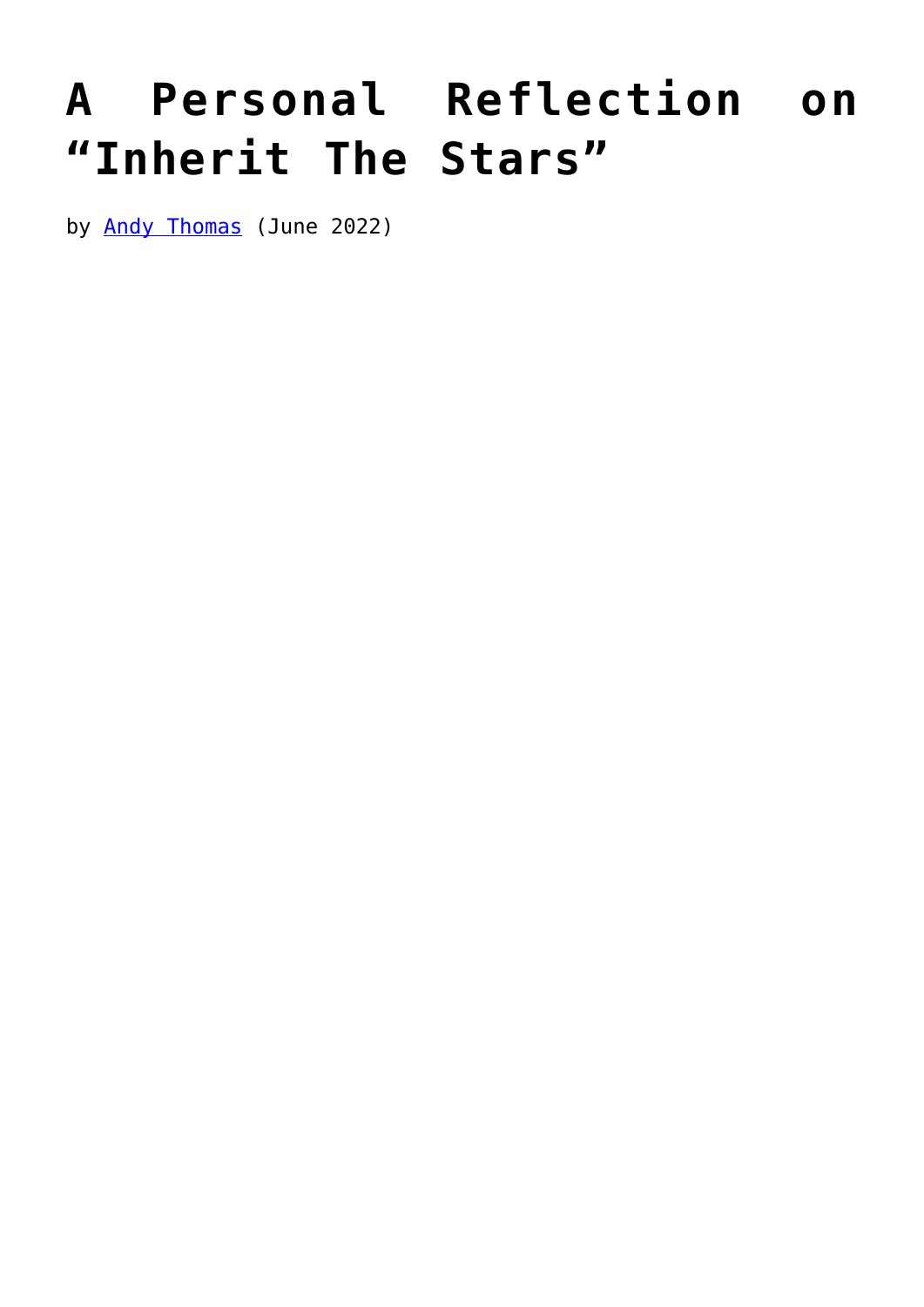# A Personal Reflection on "Inherit The Stars"

by [Andy Thomas](#) (June 2022)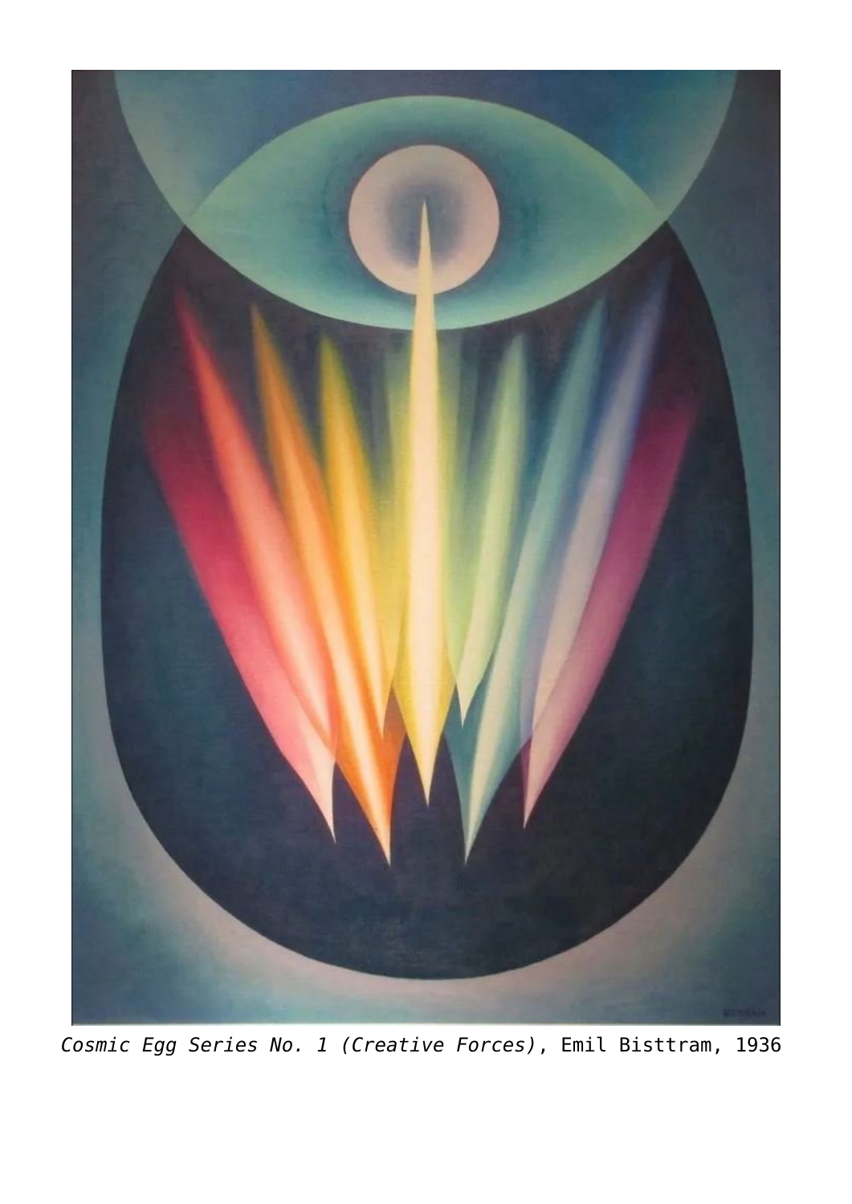*Cosmic Egg Series No. 1 (Creative Forces)*, Emil Bisttram, 1936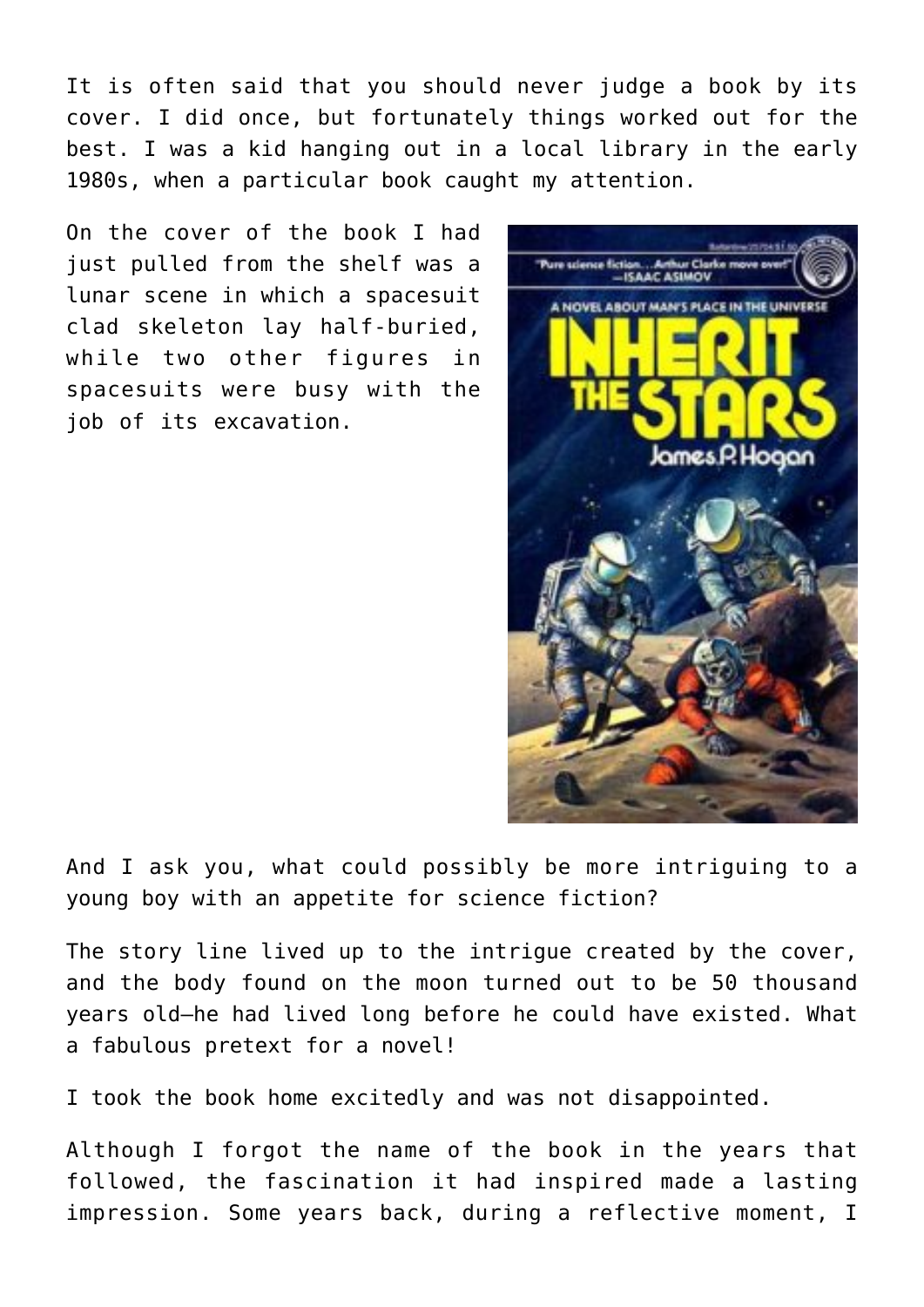It is often said that you should never judge a book by its cover. I did once, but fortunately things worked out for the best. I was a kid hanging out in a local library in the early 1980s, when a particular book caught my attention.

On the cover of the book I had just pulled from the shelf was a lunar scene in which a spacesuit clad skeleton lay half-buried, while two other figures in spacesuits were busy with the job of its excavation.

And I ask you, what could possibly be more intriguing to a young boy with an appetite for science fiction?

The story line lived up to the intrigue created by the cover, and the body found on the moon turned out to be 50 thousand years old—he had lived long before he could have existed. What a fabulous pretext for a novel!

I took the book home excitedly and was not disappointed.

Although I forgot the name of the book in the years that followed, the fascination it had inspired made a lasting impression. Some years back, during a reflective moment, I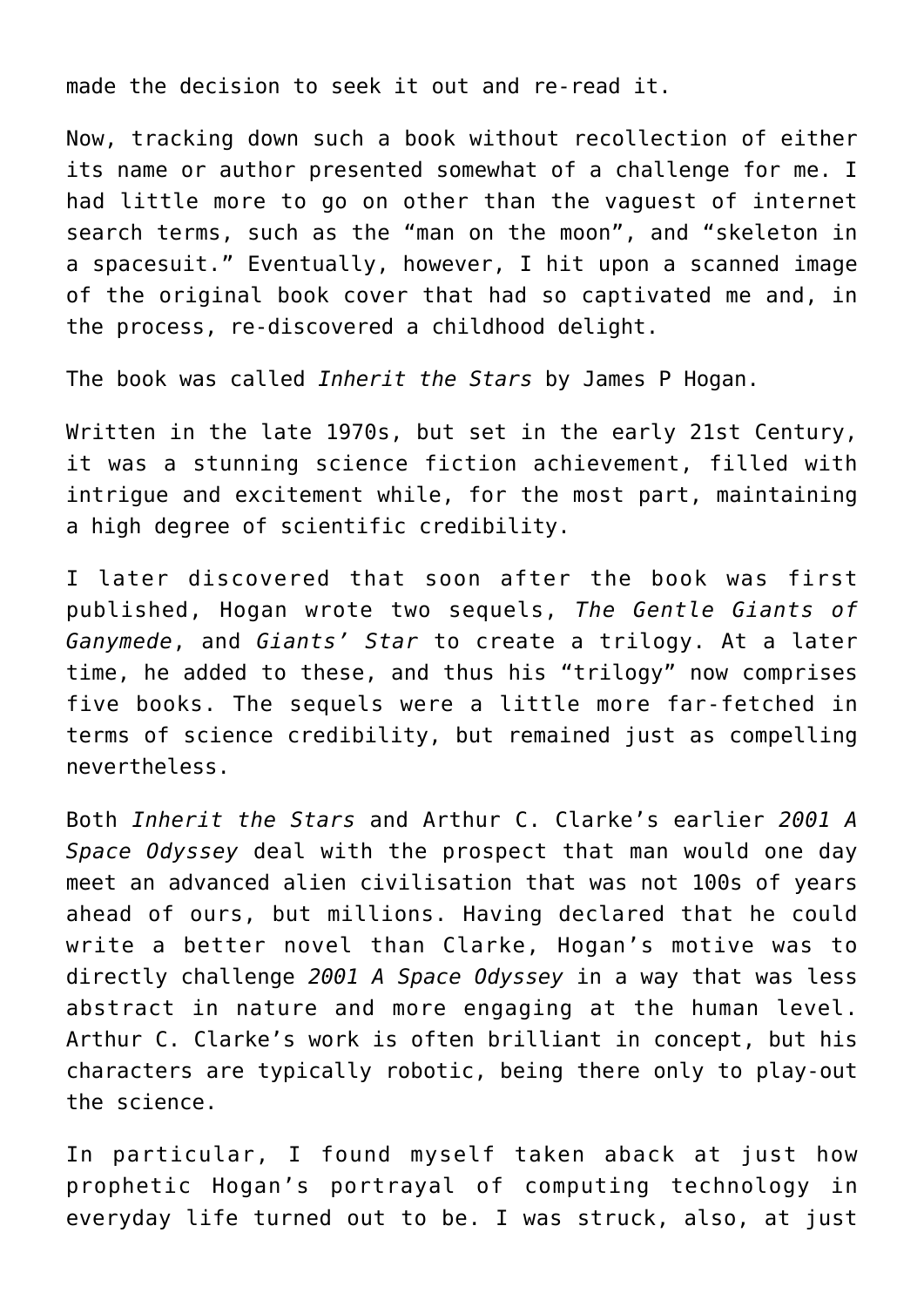made the decision to seek it out and re-read it.

Now, tracking down such a book without recollection of either its name or author presented somewhat of a challenge for me. I had little more to go on other than the vaguest of internet search terms, such as the “man on the moon”, and “skeleton in a spacesuit.” Eventually, however, I hit upon a scanned image of the original book cover that had so captivated me and, in the process, re-discovered a childhood delight.

The book was called *Inherit the Stars* by James P Hogan.

Written in the late 1970s, but set in the early 21st Century, it was a stunning science fiction achievement, filled with intrigue and excitement while, for the most part, maintaining a high degree of scientific credibility.

I later discovered that soon after the book was first published, Hogan wrote two sequels, *The Gentle Giants of Ganymede*, and *Giants’ Star* to create a trilogy. At a later time, he added to these, and thus his “trilogy” now comprises five books. The sequels were a little more far-fetched in terms of science credibility, but remained just as compelling nevertheless.

Both *Inherit the Stars* and Arthur C. Clarke’s earlier *2001 A Space Odyssey* deal with the prospect that man would one day meet an advanced alien civilisation that was not 100s of years ahead of ours, but millions. Having declared that he could write a better novel than Clarke, Hogan’s motive was to directly challenge *2001 A Space Odyssey* in a way that was less abstract in nature and more engaging at the human level. Arthur C. Clarke’s work is often brilliant in concept, but his characters are typically robotic, being there only to play-out the science.

In particular, I found myself taken aback at just how prophetic Hogan’s portrayal of computing technology in everyday life turned out to be. I was struck, also, at just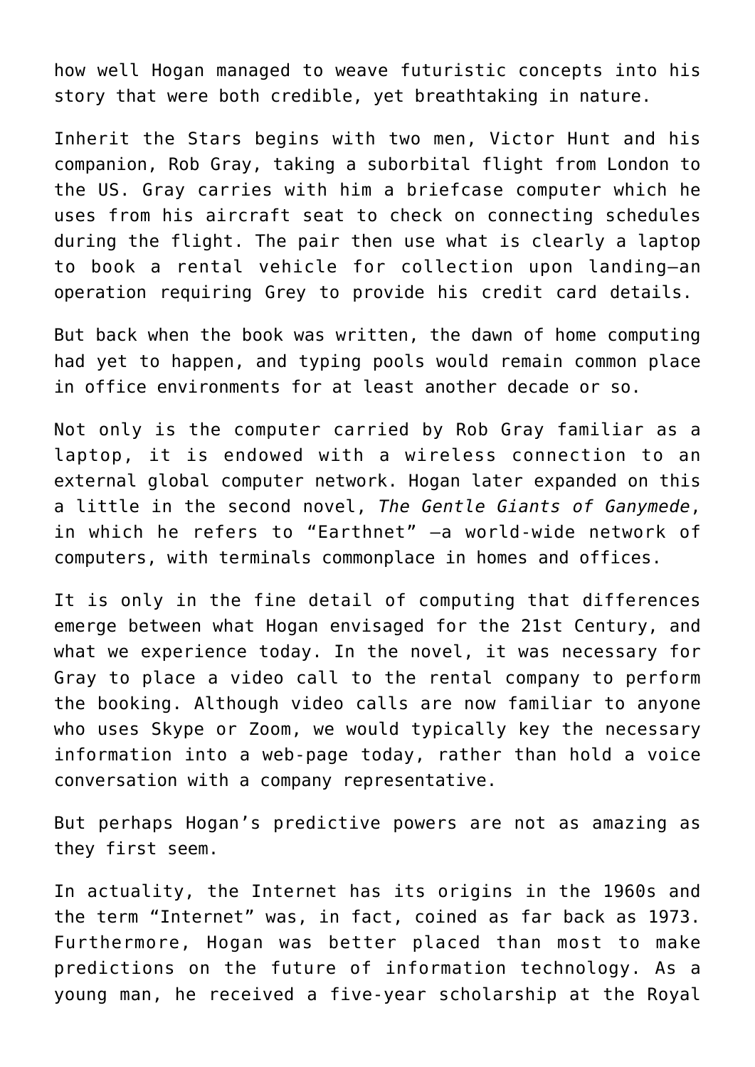how well Hogan managed to weave futuristic concepts into his story that were both credible, yet breathtaking in nature.

Inherit the Stars begins with two men, Victor Hunt and his companion, Rob Gray, taking a suborbital flight from London to the US. Gray carries with him a briefcase computer which he uses from his aircraft seat to check on connecting schedules during the flight. The pair then use what is clearly a laptop to book a rental vehicle for collection upon landing—an operation requiring Grey to provide his credit card details.

But back when the book was written, the dawn of home computing had yet to happen, and typing pools would remain common place in office environments for at least another decade or so.

Not only is the computer carried by Rob Gray familiar as a laptop, it is endowed with a wireless connection to an external global computer network. Hogan later expanded on this a little in the second novel, *The Gentle Giants of Ganymede*, in which he refers to "Earthnet" —a world-wide network of computers, with terminals commonplace in homes and offices.

It is only in the fine detail of computing that differences emerge between what Hogan envisaged for the 21st Century, and what we experience today. In the novel, it was necessary for Gray to place a video call to the rental company to perform the booking. Although video calls are now familiar to anyone who uses Skype or Zoom, we would typically key the necessary information into a web-page today, rather than hold a voice conversation with a company representative.

But perhaps Hogan's predictive powers are not as amazing as they first seem.

In actuality, the Internet has its origins in the 1960s and the term "Internet" was, in fact, coined as far back as 1973. Furthermore, Hogan was better placed than most to make predictions on the future of information technology. As a young man, he received a five-year scholarship at the Royal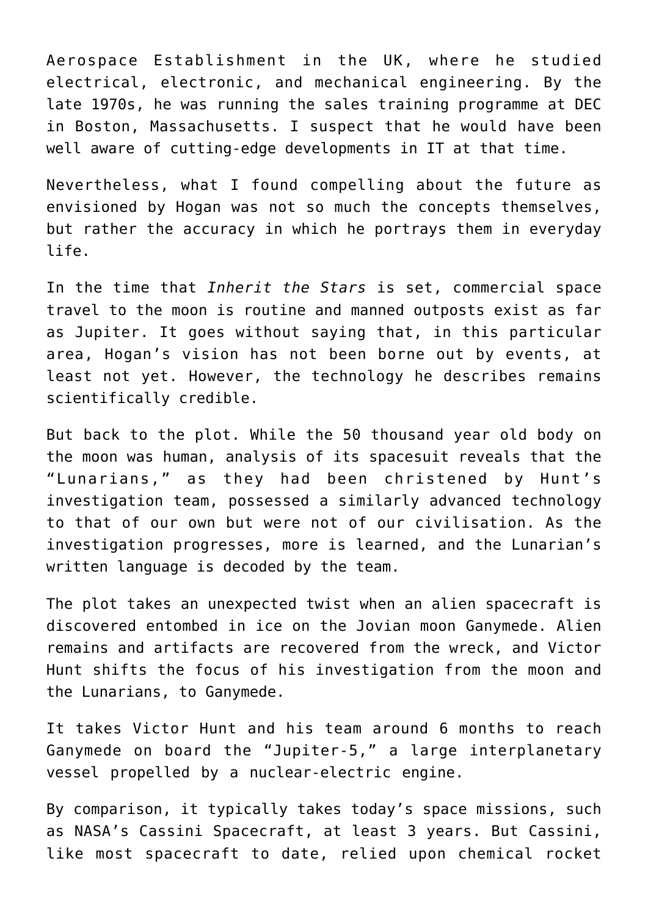Aerospace Establishment in the UK, where he studied electrical, electronic, and mechanical engineering. By the late 1970s, he was running the sales training programme at DEC in Boston, Massachusetts. I suspect that he would have been well aware of cutting-edge developments in IT at that time.

Nevertheless, what I found compelling about the future as envisioned by Hogan was not so much the concepts themselves, but rather the accuracy in which he portrays them in everyday life.

In the time that *Inherit the Stars* is set, commercial space travel to the moon is routine and manned outposts exist as far as Jupiter. It goes without saying that, in this particular area, Hogan's vision has not been borne out by events, at least not yet. However, the technology he describes remains scientifically credible.

But back to the plot. While the 50 thousand year old body on the moon was human, analysis of its spacesuit reveals that the "Lunarians," as they had been christened by Hunt's investigation team, possessed a similarly advanced technology to that of our own but were not of our civilisation. As the investigation progresses, more is learned, and the Lunarian's written language is decoded by the team.

The plot takes an unexpected twist when an alien spacecraft is discovered entombed in ice on the Jovian moon Ganymede. Alien remains and artifacts are recovered from the wreck, and Victor Hunt shifts the focus of his investigation from the moon and the Lunarians, to Ganymede.

It takes Victor Hunt and his team around 6 months to reach Ganymede on board the "Jupiter-5," a large interplanetary vessel propelled by a nuclear-electric engine.

By comparison, it typically takes today's space missions, such as NASA's Cassini Spacecraft, at least 3 years. But Cassini, like most spacecraft to date, relied upon chemical rocket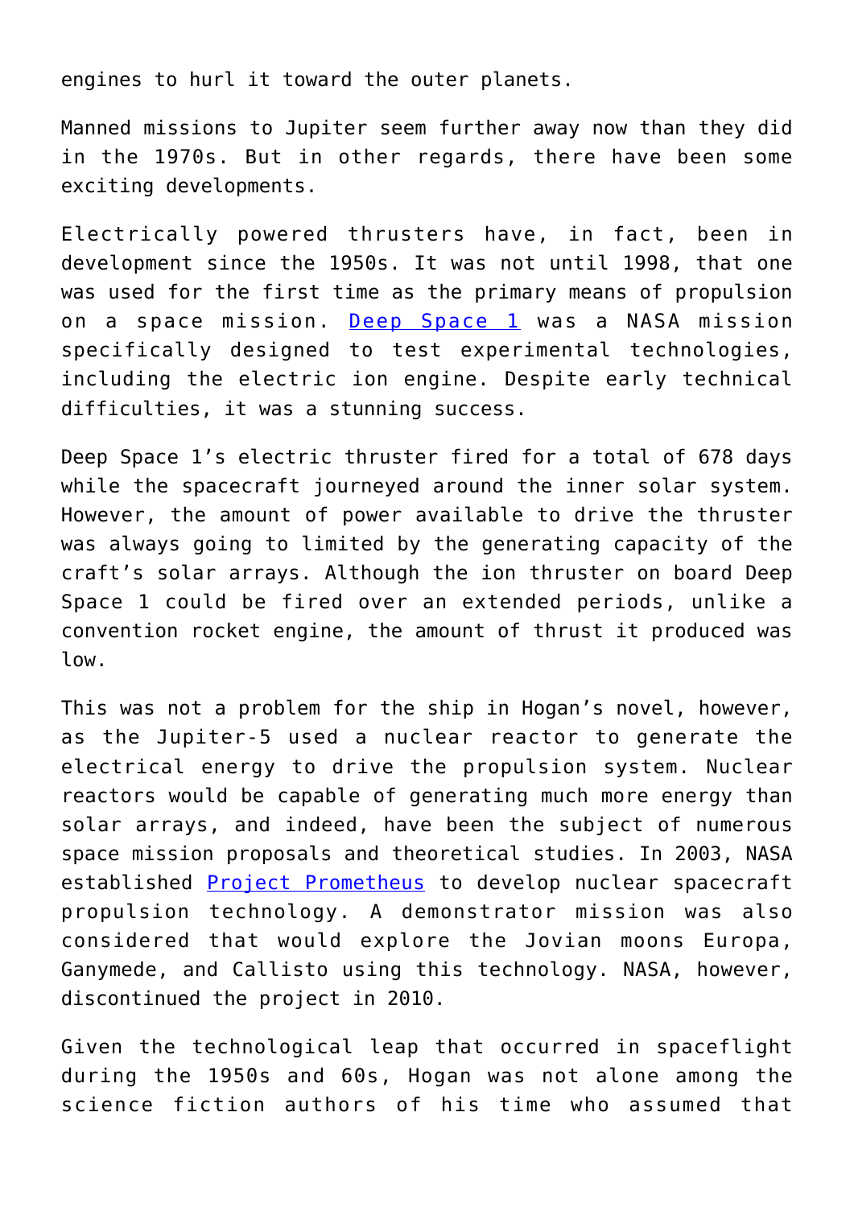engines to hurl it toward the outer planets.

Manned missions to Jupiter seem further away now than they did in the 1970s. But in other regards, there have been some exciting developments.

Electrically powered thrusters have, in fact, been in development since the 1950s. It was not until 1998, that one was used for the first time as the primary means of propulsion on a space mission. [Deep Space 1] was a NASA mission specifically designed to test experimental technologies, including the electric ion engine. Despite early technical difficulties, it was a stunning success.

Deep Space 1's electric thruster fired for a total of 678 days while the spacecraft journeyed around the inner solar system. However, the amount of power available to drive the thruster was always going to limited by the generating capacity of the craft's solar arrays. Although the ion thruster on board Deep Space 1 could be fired over an extended periods, unlike a convention rocket engine, the amount of thrust it produced was low.

This was not a problem for the ship in Hogan's novel, however, as the Jupiter-5 used a nuclear reactor to generate the electrical energy to drive the propulsion system. Nuclear reactors would be capable of generating much more energy than solar arrays, and indeed, have been the subject of numerous space mission proposals and theoretical studies. In 2003, NASA established [Project Prometheus] to develop nuclear spacecraft propulsion technology. A demonstrator mission was also considered that would explore the Jovian moons Europa, Ganymede, and Callisto using this technology. NASA, however, discontinued the project in 2010.

Given the technological leap that occurred in spaceflight during the 1950s and 60s, Hogan was not alone among the science fiction authors of his time who assumed that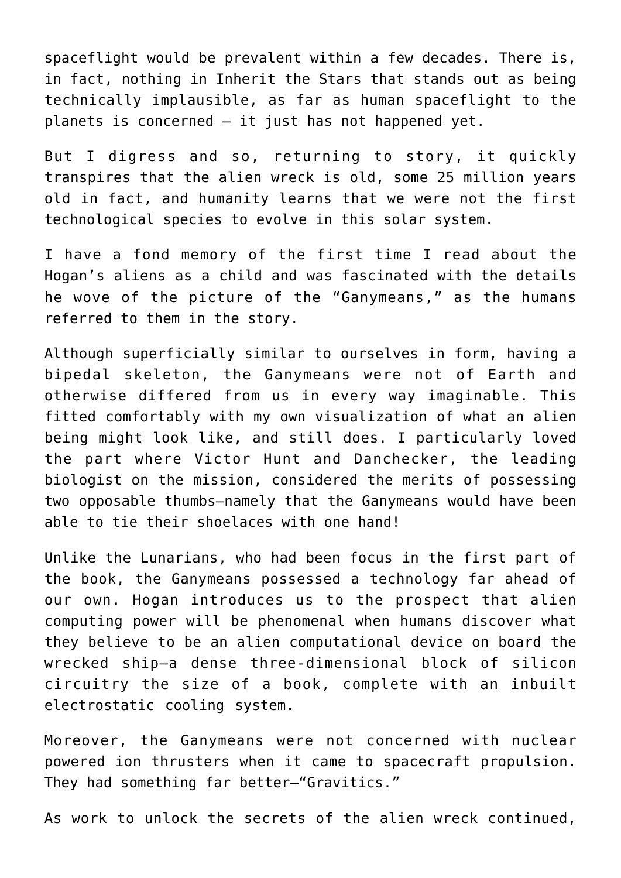spaceflight would be prevalent within a few decades. There is, in fact, nothing in Inherit the Stars that stands out as being technically implausible, as far as human spaceflight to the planets is concerned – it just has not happened yet.

But I digress and so, returning to story, it quickly transpires that the alien wreck is old, some 25 million years old in fact, and humanity learns that we were not the first technological species to evolve in this solar system.

I have a fond memory of the first time I read about the Hogan's aliens as a child and was fascinated with the details he wove of the picture of the "Ganymeans," as the humans referred to them in the story.

Although superficially similar to ourselves in form, having a bipedal skeleton, the Ganymeans were not of Earth and otherwise differed from us in every way imaginable. This fitted comfortably with my own visualization of what an alien being might look like, and still does. I particularly loved the part where Victor Hunt and Danchecker, the leading biologist on the mission, considered the merits of possessing two opposable thumbs—namely that the Ganymeans would have been able to tie their shoelaces with one hand!

Unlike the Lunarians, who had been focus in the first part of the book, the Ganymeans possessed a technology far ahead of our own. Hogan introduces us to the prospect that alien computing power will be phenomenal when humans discover what they believe to be an alien computational device on board the wrecked ship—a dense three-dimensional block of silicon circuitry the size of a book, complete with an inbuilt electrostatic cooling system.

Moreover, the Ganymeans were not concerned with nuclear powered ion thrusters when it came to spacecraft propulsion. They had something far better—"Gravitics."

As work to unlock the secrets of the alien wreck continued,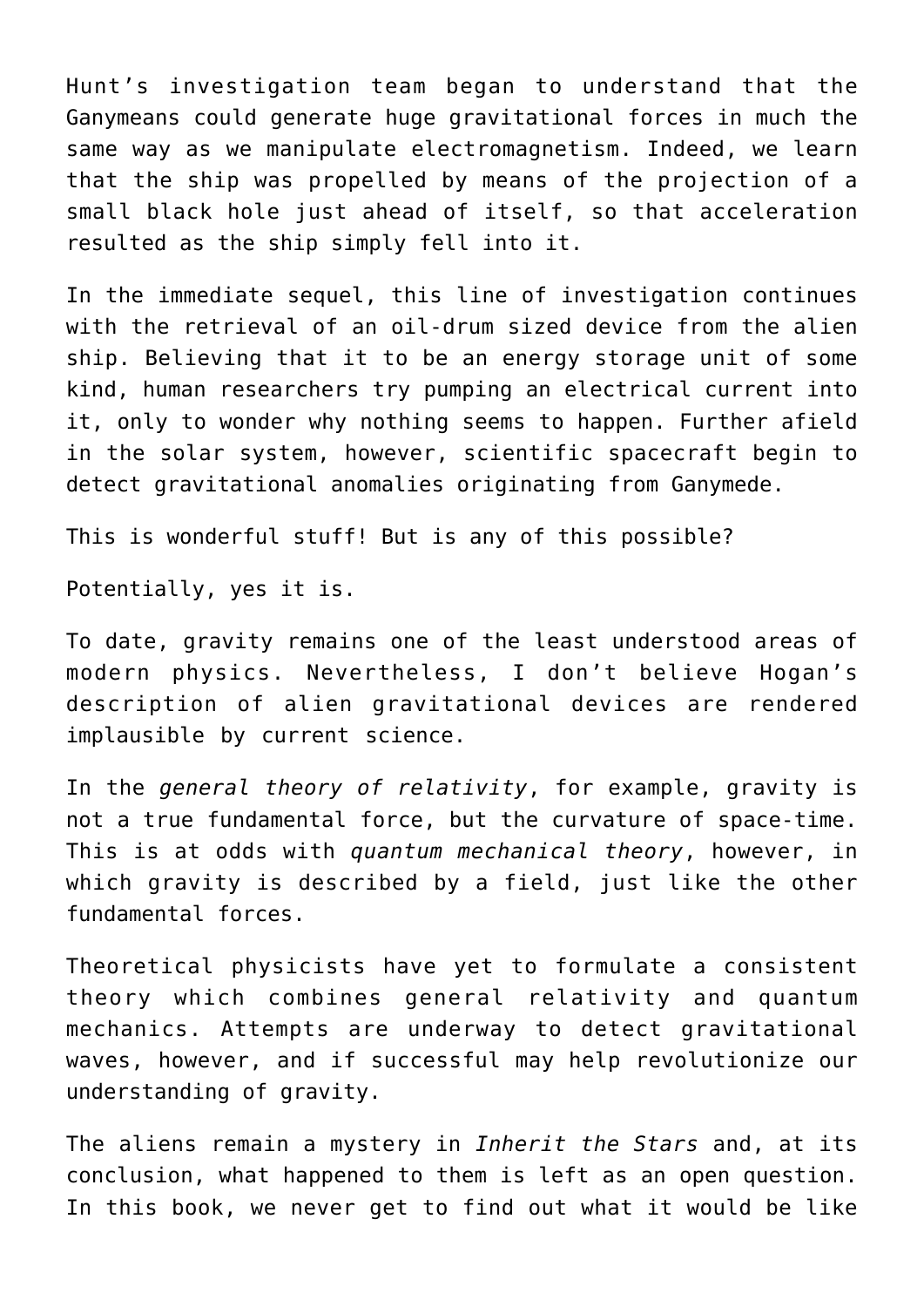Hunt's investigation team began to understand that the Ganymeans could generate huge gravitational forces in much the same way as we manipulate electromagnetism. Indeed, we learn that the ship was propelled by means of the projection of a small black hole just ahead of itself, so that acceleration resulted as the ship simply fell into it.

In the immediate sequel, this line of investigation continues with the retrieval of an oil-drum sized device from the alien ship. Believing that it to be an energy storage unit of some kind, human researchers try pumping an electrical current into it, only to wonder why nothing seems to happen. Further afield in the solar system, however, scientific spacecraft begin to detect gravitational anomalies originating from Ganymede.

This is wonderful stuff! But is any of this possible?

Potentially, yes it is.

To date, gravity remains one of the least understood areas of modern physics. Nevertheless, I don't believe Hogan's description of alien gravitational devices are rendered implausible by current science.

In the *general theory of relativity*, for example, gravity is not a true fundamental force, but the curvature of space-time. This is at odds with *quantum mechanical theory*, however, in which gravity is described by a field, just like the other fundamental forces.

Theoretical physicists have yet to formulate a consistent theory which combines general relativity and quantum mechanics. Attempts are underway to detect gravitational waves, however, and if successful may help revolutionize our understanding of gravity.

The aliens remain a mystery in *Inherit the Stars* and, at its conclusion, what happened to them is left as an open question. In this book, we never get to find out what it would be like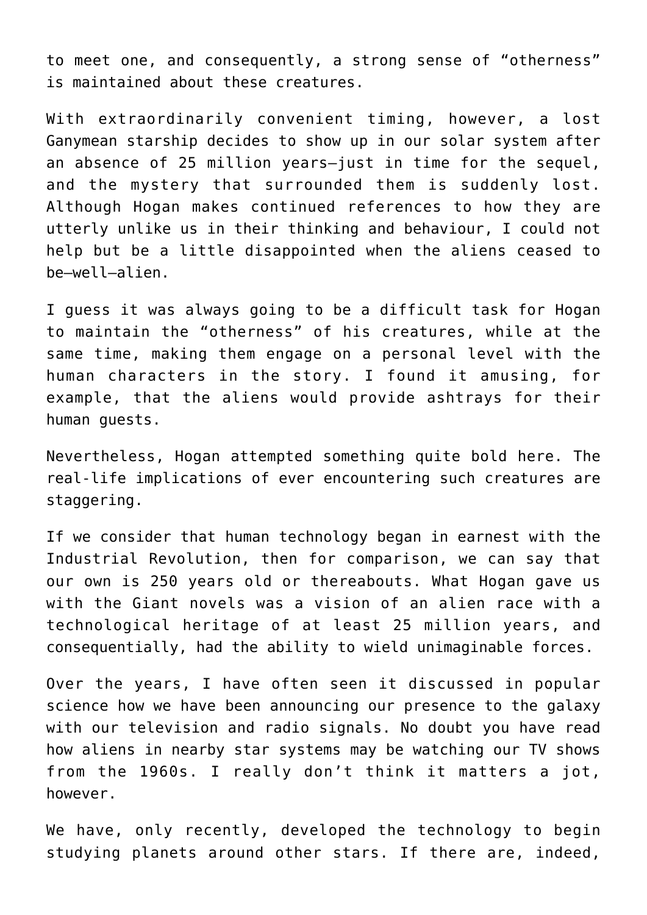to meet one, and consequently, a strong sense of "otherness" is maintained about these creatures.

With extraordinarily convenient timing, however, a lost Ganymean starship decides to show up in our solar system after an absence of 25 million years—just in time for the sequel, and the mystery that surrounded them is suddenly lost. Although Hogan makes continued references to how they are utterly unlike us in their thinking and behaviour, I could not help but be a little disappointed when the aliens ceased to be—well—alien.

I guess it was always going to be a difficult task for Hogan to maintain the "otherness" of his creatures, while at the same time, making them engage on a personal level with the human characters in the story. I found it amusing, for example, that the aliens would provide ashtrays for their human guests.

Nevertheless, Hogan attempted something quite bold here. The real-life implications of ever encountering such creatures are staggering.

If we consider that human technology began in earnest with the Industrial Revolution, then for comparison, we can say that our own is 250 years old or thereabouts. What Hogan gave us with the Giant novels was a vision of an alien race with a technological heritage of at least 25 million years, and consequentially, had the ability to wield unimaginable forces.

Over the years, I have often seen it discussed in popular science how we have been announcing our presence to the galaxy with our television and radio signals. No doubt you have read how aliens in nearby star systems may be watching our TV shows from the 1960s. I really don't think it matters a jot, however.

We have, only recently, developed the technology to begin studying planets around other stars. If there are, indeed,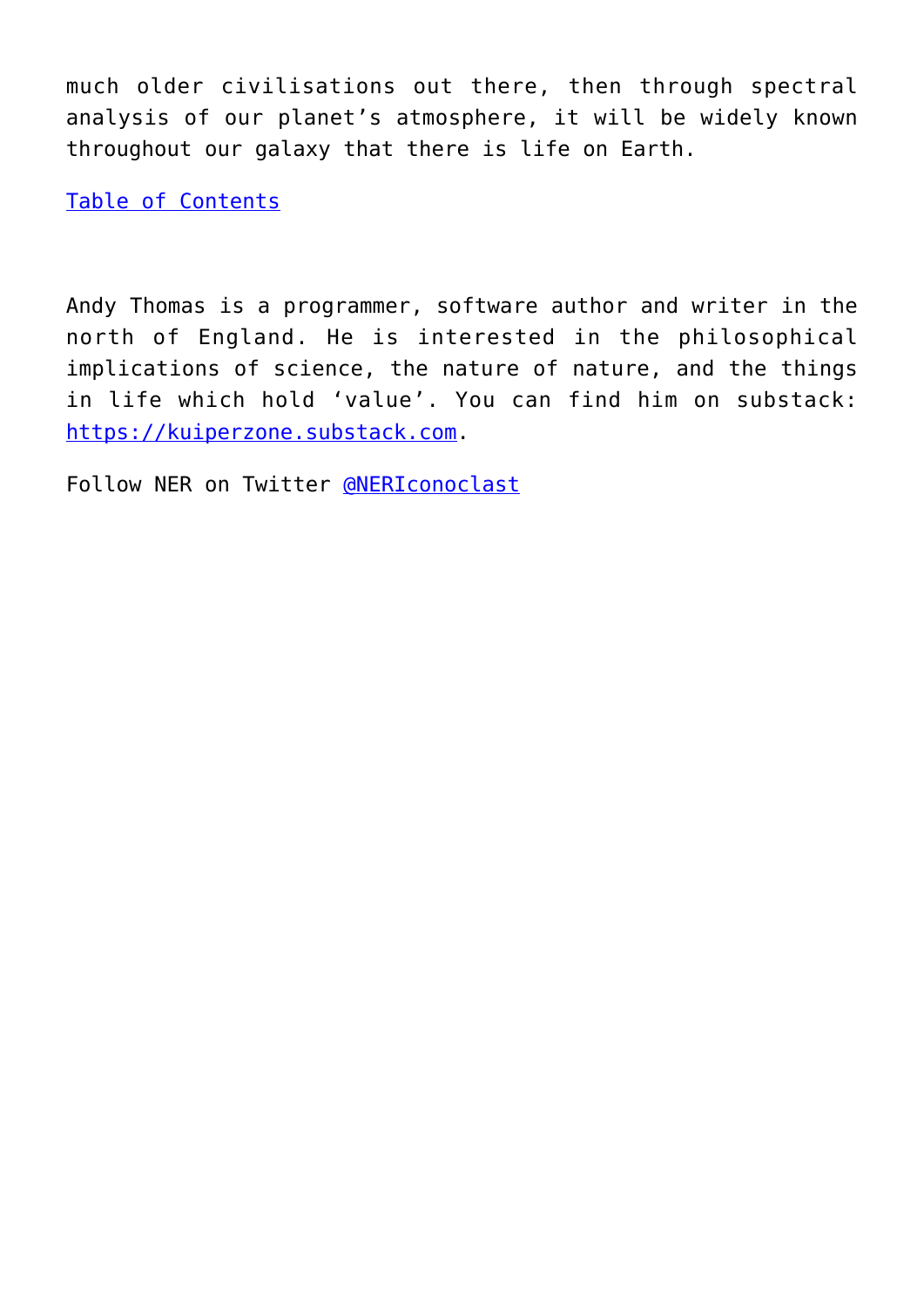much older civilisations out there, then through spectral analysis of our planet's atmosphere, it will be widely known throughout our galaxy that there is life on Earth.

[Table of Contents]

Andy Thomas is a programmer, software author and writer in the north of England. He is interested in the philosophical implications of science, the nature of nature, and the things in life which hold 'value'. You can find him on substack: https://kuiperzone.substack.com.

Follow NER on Twitter @NERIconoclast